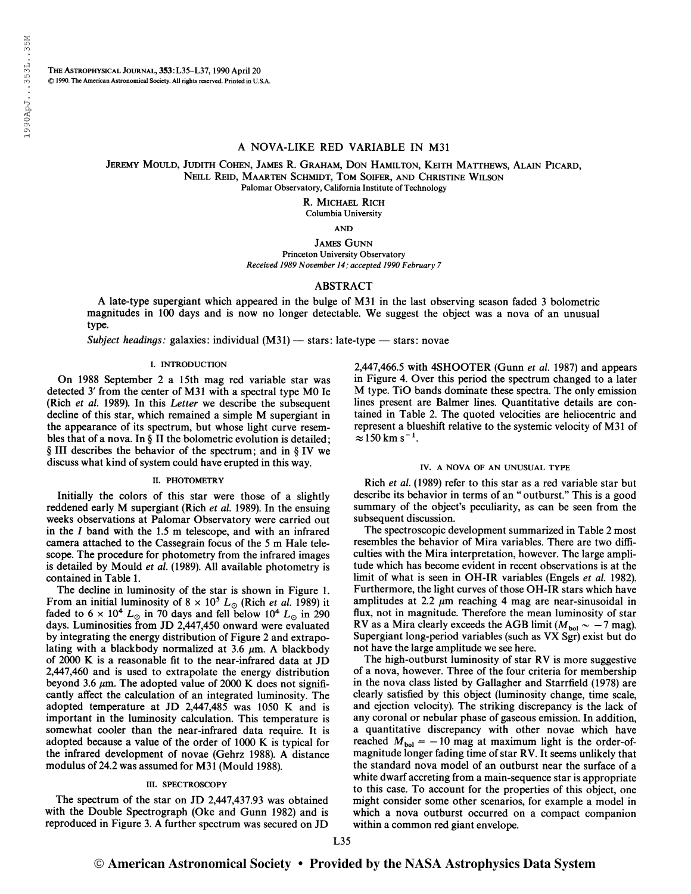# A NOVA-LIKE RED VARIABLE IN M31

JEREMY MOULD, JUDITH COHEN, JAMES R. GRAHAM, DON HAMILTON, KEITH MATTHEWS, ALAIN PICARD, NEILL REID, MAARTEN SCHMIDT, TOM SOIFER, AND CHRISTINE WILSON

Palomar Observatory, California Institute of Technology

R. MICHAEL RICH

Columbia University

AND

JAMES GUNN

Princeton University Observatory

*Received 1989 November 14; accepted 1990 February 7*

## ABSTRACT

A late-type supergiant which appeared in the bulge of M31 in the last observing season faded 3 bolometric magnitudes in 100 days and is now no longer detectable. We suggest the object was a nova of an unusual type.

*Subject headings:* galaxies: individual (M31) — stars: late-type — stars: novae

## I. INTRODUCTION

On 1988 September 2 a 15th mag red variable star was detected 3′ from the center of M31 with a spectral type M0 Ie (Rich *et al.* 1989). In this *Letter* we describe the subsequent decline of this star, which remained a simple M supergiant in the appearance of its spectrum, but whose light curve resembles that of a nova. In § II the bolometric evolution is detailed; § III describes the behavior of the spectrum; and in § IV we discuss what kind of system could have erupted in this way.

## II. PHOTOMETRY

Initially the colors of this star were those of a slightly reddened early M supergiant (Rich *et al.* 1989). In the ensuing weeks observations at Palomar Observatory were carried out in the *I* band with the 1.5 m telescope, and with an infrared camera attached to the Cassegrain focus of the 5 m Hale telescope. The procedure for photometry from the infrared images is detailed by Mould *et al.* (1989). All available photometry is contained in Table 1.

The decline in luminosity of the star is shown in Figure 1. From an initial luminosity of $8 \times 10^5\ L_\odot$ (Rich *et al.* 1989) it faded to $6 \times 10^4\ L_\odot$ in 70 days and fell below $10^4\ L_\odot$ in 290 days. Luminosities from JD 2,447,450 onward were evaluated by integrating the energy distribution of Figure 2 and extrapolating with a blackbody normalized at 3.6 $\mu$m. A blackbody of 2000 K is a reasonable fit to the near-infrared data at JD 2,447,460 and is used to extrapolate the energy distribution beyond 3.6 $\mu$m. The adopted value of 2000 K does not significantly affect the calculation of an integrated luminosity. The adopted temperature at JD 2,447,485 was 1050 K and is important in the luminosity calculation. This temperature is somewhat cooler than the near-infrared data require. It is adopted because a value of the order of 1000 K is typical for the infrared development of novae (Gehrz 1988). A distance modulus of 24.2 was assumed for M31 (Mould 1988).

## III. SPECTROSCOPY

The spectrum of the star on JD 2,447,437.93 was obtained with the Double Spectrograph (Oke and Gunn 1982) and is reproduced in Figure 3. A further spectrum was secured on JD 2,447,466.5 with 4SHOOTER (Gunn *et al.* 1987) and appears in Figure 4. Over this period the spectrum changed to a later M type. TiO bands dominate these spectra. The only emission lines present are Balmer lines. Quantitative details are contained in Table 2. The quoted velocities are heliocentric and represent a blueshift relative to the systemic velocity of M31 of $\approx 150$ km s$^{-1}$.

## IV. A NOVA OF AN UNUSUAL TYPE

Rich *et al.* (1989) refer to this star as a red variable star but describe its behavior in terms of an "outburst." This is a good summary of the object's peculiarity, as can be seen from the subsequent discussion.

The spectroscopic development summarized in Table 2 most resembles the behavior of Mira variables. There are two difficulties with the Mira interpretation, however. The large amplitude which has become evident in recent observations is at the limit of what is seen in OH-IR variables (Engels *et al.* 1982). Furthermore, the light curves of those OH-IR stars which have amplitudes at 2.2 $\mu$m reaching 4 mag are near-sinusoidal in flux, not in magnitude. Therefore the mean luminosity of star RV as a Mira clearly exceeds the AGB limit ($M_{\rm bol} \sim -7$ mag). Supergiant long-period variables (such as VX Sgr) exist but do not have the large amplitude we see here.

The high-outburst luminosity of star RV is more suggestive of a nova, however. Three of the four criteria for membership in the nova class listed by Gallagher and Starrfield (1978) are clearly satisfied by this object (luminosity change, time scale, and ejection velocity). The striking discrepancy is the lack of any coronal or nebular phase of gaseous emission. In addition, a quantitative discrepancy with other novae which have reached $M_{\rm bol} = -10$ mag at maximum light is the order-of-magnitude longer fading time of star RV. It seems unlikely that the standard nova model of an outburst near the surface of a white dwarf accreting from a main-sequence star is appropriate to this case. To account for the properties of this object, one might consider some other scenarios, for example a model in which a nova outburst occurred on a compact companion within a common red giant envelope.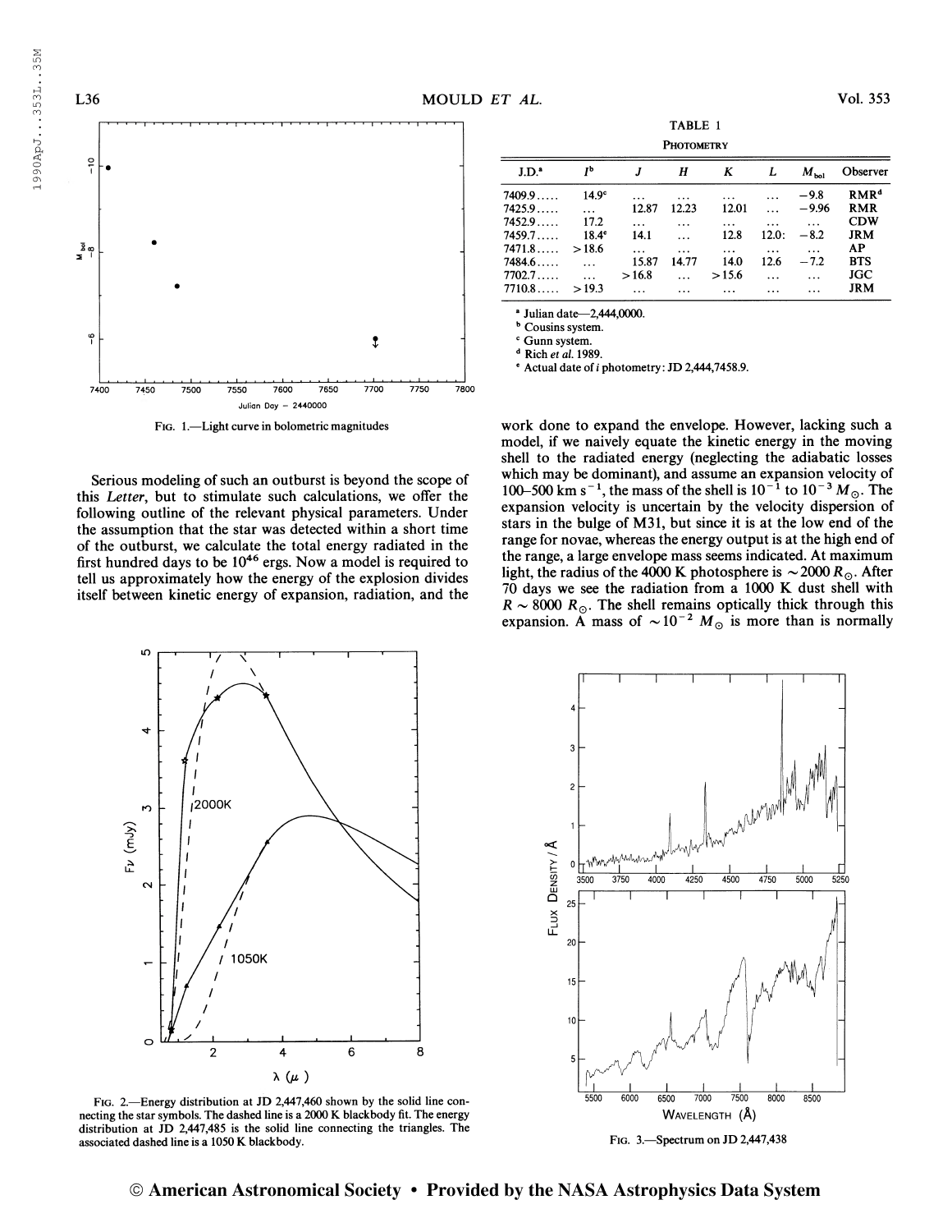FIG. 1.—Light curve in bolometric magnitudes

Serious modeling of such an outburst is beyond the scope of this *Letter*, but to stimulate such calculations, we offer the following outline of the relevant physical parameters. Under the assumption that the star was detected within a short time of the outburst, we calculate the total energy radiated in the first hundred days to be $10^{46}$ ergs. Now a model is required to tell us approximately how the energy of the explosion divides itself between kinetic energy of expansion, radiation, and the work done to expand the envelope. However, lacking such a model, if we naively equate the kinetic energy in the moving shell to the radiated energy (neglecting the adiabatic losses which may be dominant), and assume an expansion velocity of 100–500 km $s^{-1}$, the mass of the shell is $10^{-1}$ to $10^{-3}$ $M_{\odot}$. The expansion velocity is uncertain by the velocity dispersion of stars in the bulge of M31, but since it is at the low end of the range for novae, whereas the energy output is at the high end of the range, a large envelope mass seems indicated. At maximum light, the radius of the 4000 K photosphere is $\sim 2000$ $R_{\odot}$. After 70 days we see the radiation from a 1000 K dust shell with $R \sim 8000$ $R_{\odot}$. The shell remains optically thick through this expansion. A mass of $\sim 10^{-2}$ $M_{\odot}$ is more than is normally

TABLE 1

PHOTOMETRY

| J.D.[a] | $I$[b] | $J$ | $H$ | $K$ | $L$ | $M_{bol}$ | Observer |
|---|---|---|---|---|---|---|---|
| 7409.9….. | 14.9[c] | … | … | … | … | −9.8 | RMR[d] |
| 7425.9….. | … | 12.87 | 12.23 | 12.01 | … | −9.96 | RMR |
| 7452.9….. | 17.2 | … | … | … | … | … | CDW |
| 7459.7….. | 18.4[e] | 14.1 | … | 12.8 | 12.0: | −8.2 | JRM |
| 7471.8….. | >18.6 | … | … | … | … | … | AP |
| 7484.6….. | … | 15.87 | 14.77 | 14.0 | 12.6 | −7.2 | BTS |
| 7702.7….. | … | >16.8 | … | >15.6 | … | … | JGC |
| 7710.8….. | >19.3 | … | … | … | … | … | JRM |

[a] Julian date—2,444,0000.
[b] Cousins system.
[c] Gunn system.
[d] Rich *et al.* 1989.
[e] Actual date of *i* photometry: JD 2,444,7458.9.

FIG. 2.—Energy distribution at JD 2,447,460 shown by the solid line connecting the star symbols. The dashed line is a 2000 K blackbody fit. The energy distribution at JD 2,447,485 is the solid line connecting the triangles. The associated dashed line is a 1050 K blackbody.

FIG. 3.—Spectrum on JD 2,447,438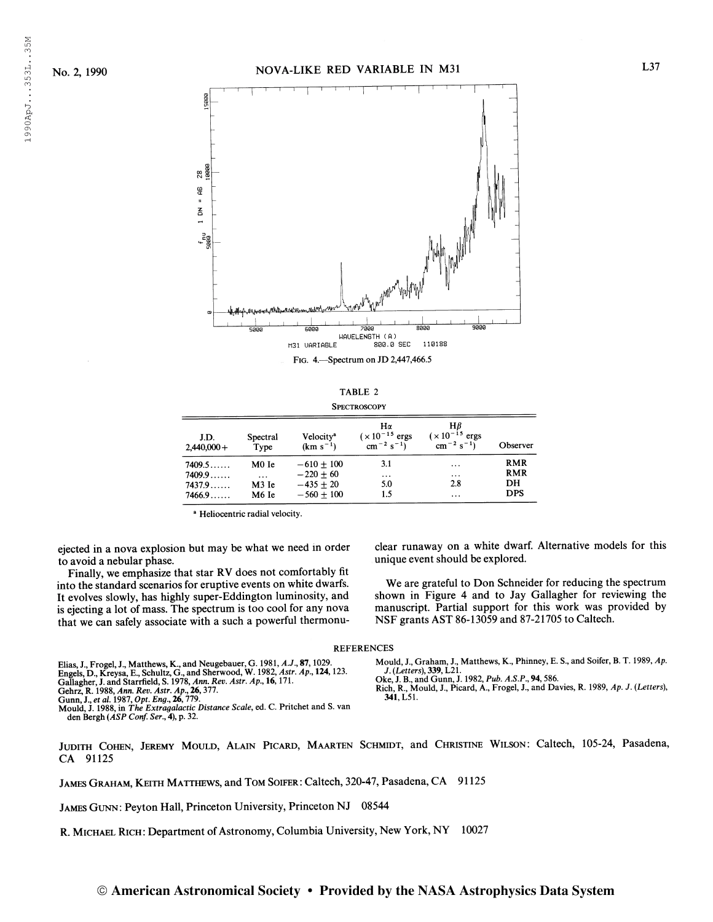5000
6000
7000
8000
9000
WAVELENGTH (A)
M31 VARIABLE
800.0 SEC
110188
0
5000
10000
15000
f_nu 1 DN = AB 28

FIG. 4.—Spectrum on JD 2,447,466.5

TABLE 2

SPECTROSCOPY

| J.D. 2,440,000+ | Spectral Type | Velocity[a] (km s$^{-1}$) | Hα ($\times 10^{-15}$ ergs cm$^{-2}$ s$^{-1}$) | Hβ ($\times 10^{-15}$ ergs cm$^{-2}$ s$^{-1}$) | Observer |
|---|---|---|---|---|---|
| 7409.5...... | M0 Ie | $-610 \pm 100$ | 3.1 | ... | RMR |
| 7409.9...... | ... | $-220 \pm 60$ | ... | ... | RMR |
| 7437.9...... | M3 Ie | $-435 \pm 20$ | 5.0 | 2.8 | DH |
| 7466.9...... | M6 Ie | $-560 \pm 100$ | 1.5 | ... | DPS |

[a] Heliocentric radial velocity.

ejected in a nova explosion but may be what we need in order to avoid a nebular phase.

Finally, we emphasize that star RV does not comfortably fit into the standard scenarios for eruptive events on white dwarfs. It evolves slowly, has highly super-Eddington luminosity, and is ejecting a lot of mass. The spectrum is too cool for any nova that we can safely associate with a such a powerful thermonuclear runaway on a white dwarf. Alternative models for this unique event should be explored.

We are grateful to Don Schneider for reducing the spectrum shown in Figure 4 and to Jay Gallagher for reviewing the manuscript. Partial support for this work was provided by NSF grants AST 86-13059 and 87-21705 to Caltech.

## REFERENCES

Elias, J., Frogel, J., Matthews, K., and Neugebauer, G. 1981, *A.J.*, **87**, 1029.
Engels, D., Kreysa, E., Schultz, G., and Sherwood, W. 1982, *Astr. Ap.*, **124**, 123.
Gallagher, J. and Starrfield, S. 1978, *Ann. Rev. Astr. Ap.*, **16**, 171.
Gehrz, R. 1988, *Ann. Rev. Astr. Ap.*, **26**, 377.
Gunn, J., *et al.* 1987, *Opt. Eng.*, **26**, 779.
Mould, J. 1988, in *The Extragalactic Distance Scale*, ed. C. Pritchet and S. van den Bergh (*ASP Conf. Ser.*, **4**), p. 32.
Mould, J., Graham, J., Matthews, K., Phinney, E. S., and Soifer, B. T. 1989, *Ap. J. (Letters)*, **339**, L21.
Oke, J. B., and Gunn, J. 1982, *Pub. A.S.P.*, **94**, 586.
Rich, R., Mould, J., Picard, A., Frogel, J., and Davies, R. 1989, *Ap. J. (Letters)*, **341**, L51.

JUDITH COHEN, JEREMY MOULD, ALAIN PICARD, MAARTEN SCHMIDT, and CHRISTINE WILSON: Caltech, 105-24, Pasadena, CA 91125

JAMES GRAHAM, KEITH MATTHEWS, and TOM SOIFER: Caltech, 320-47, Pasadena, CA 91125

JAMES GUNN: Peyton Hall, Princeton University, Princeton NJ 08544

R. MICHAEL RICH: Department of Astronomy, Columbia University, New York, NY 10027